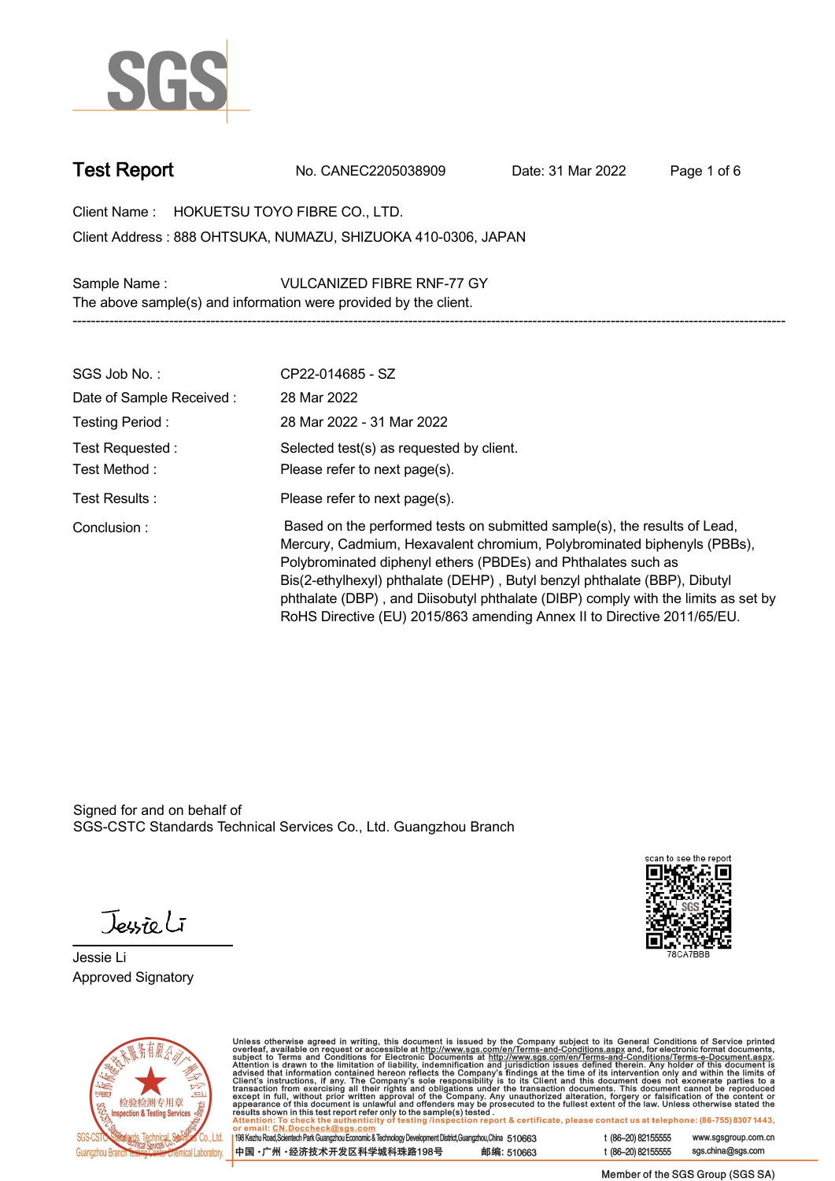# Test Report

No. CANEC2205038909 Date: 31 Mar 2022

Client Name : HOKUETSU TOYO FIBRE CO., LTD.

Client Address : 888 OHTSUKA, NUMAZU, SHIZUOKA 410-0306, JAPAN

Sample Name : VULCANIZED FIBRE RNF-77 GY

The above sample(s) and information were provided by the client.

-----------------------------------------------------------------------------------------------------------------------------------------------------------

| | |
|---|---|
| SGS Job No. : | CP22-014685 - SZ |
| Date of Sample Received : | 28 Mar 2022 |
| Testing Period : | 28 Mar 2022 - 31 Mar 2022 |
| Test Requested : | Selected test(s) as requested by client. |
| Test Method : | Please refer to next page(s). |
| Test Results : | Please refer to next page(s). |
| Conclusion : | Based on the performed tests on submitted sample(s), the results of Lead, Mercury, Cadmium, Hexavalent chromium, Polybrominated biphenyls (PBBs), Polybrominated diphenyl ethers (PBDEs) and Phthalates such as Bis(2-ethylhexyl) phthalate (DEHP) , Butyl benzyl phthalate (BBP), Dibutyl phthalate (DBP) , and Diisobutyl phthalate (DIBP) comply with the limits as set by RoHS Directive (EU) 2015/863 amending Annex II to Directive 2011/65/EU. |

Signed for and on behalf of
SGS-CSTC Standards Technical Services Co., Ltd. Guangzhou Branch

scan to see the report
78CA7BBB

Jessie Li
Approved Signatory

Unless otherwise agreed in writing, this document is issued by the Company subject to its General Conditions of Service printed overleaf, available on request or accessible at http://www.sgs.com/en/Terms-and-Conditions.aspx and, for electronic format documents, subject to Terms and Conditions for Electronic Documents at http://www.sgs.com/en/Terms-and-Conditions/Terms-e-Document.aspx. Attention is drawn to the limitation of liability, indemnification and jurisdiction issues defined therein. Any holder of this document is advised that information contained hereon reflects the Company's findings at the time of its intervention only and within the limits of Client's instructions, if any. The Company's sole responsibility is to its Client and this document does not exonerate parties to a transaction from exercising all their rights and obligations under the transaction documents. This document cannot be reproduced except in full, without prior written approval of the Company. Any unauthorized alteration, forgery or falsification of the content or appearance of this document is unlawful and offenders may be prosecuted to the fullest extent of the law. Unless otherwise stated the results shown in this test report refer only to the sample(s) tested.

Attention: To check the authenticity of testing /inspection report & certificate, please contact us at telephone: (86-755) 8307 1443, or email: CN.Doccheck@sgs.com

198 Kezhu Road,Scientech Park Guangzhou Economic & Technology Development District,Guangzhou,China 510663 t (86–20) 82155555 www.sgsgroup.com.cn

中国・广州・经济技术开发区科学城科珠路198号 邮编: 510663 t (86–20) 82155555 sgs.china@sgs.com

Member of the SGS Group (SGS SA)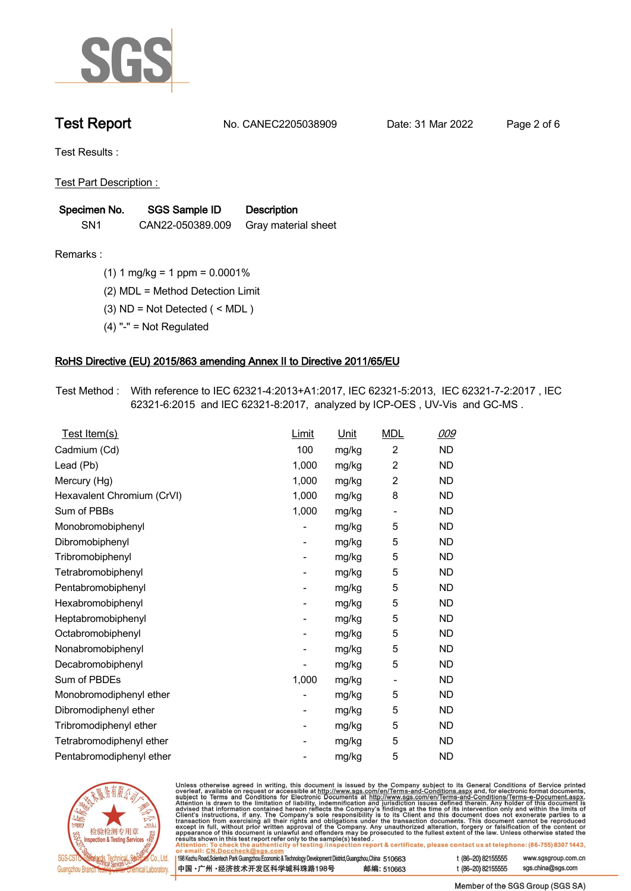# Test Report

No. CANEC2205038909 Date: 31 Mar 2022

Test Results :

Test Part Description :

| Specimen No. | SGS Sample ID | Description |
|---|---|---|
| SN1 | CAN22-050389.009 | Gray material sheet |

Remarks :

(1) 1 mg/kg = 1 ppm = 0.0001%

(2) MDL = Method Detection Limit

(3) ND = Not Detected ( < MDL )

(4) "-" = Not Regulated

## RoHS Directive (EU) 2015/863 amending Annex II to Directive 2011/65/EU

Test Method : With reference to IEC 62321-4:2013+A1:2017, IEC 62321-5:2013, IEC 62321-7-2:2017 , IEC 62321-6:2015 and IEC 62321-8:2017, analyzed by ICP-OES , UV-Vis and GC-MS .

| Test Item(s) | Limit | Unit | MDL | 009 |
|---|---|---|---|---|
| Cadmium (Cd) | 100 | mg/kg | 2 | ND |
| Lead (Pb) | 1,000 | mg/kg | 2 | ND |
| Mercury (Hg) | 1,000 | mg/kg | 2 | ND |
| Hexavalent Chromium (CrVI) | 1,000 | mg/kg | 8 | ND |
| Sum of PBBs | 1,000 | mg/kg | - | ND |
| Monobromobiphenyl | - | mg/kg | 5 | ND |
| Dibromobiphenyl | - | mg/kg | 5 | ND |
| Tribromobiphenyl | - | mg/kg | 5 | ND |
| Tetrabromobiphenyl | - | mg/kg | 5 | ND |
| Pentabromobiphenyl | - | mg/kg | 5 | ND |
| Hexabromobiphenyl | - | mg/kg | 5 | ND |
| Heptabromobiphenyl | - | mg/kg | 5 | ND |
| Octabromobiphenyl | - | mg/kg | 5 | ND |
| Nonabromobiphenyl | - | mg/kg | 5 | ND |
| Decabromobiphenyl | - | mg/kg | 5 | ND |
| Sum of PBDEs | 1,000 | mg/kg | - | ND |
| Monobromodiphenyl ether | - | mg/kg | 5 | ND |
| Dibromodiphenyl ether | - | mg/kg | 5 | ND |
| Tribromodiphenyl ether | - | mg/kg | 5 | ND |
| Tetrabromodiphenyl ether | - | mg/kg | 5 | ND |
| Pentabromodiphenyl ether | - | mg/kg | 5 | ND |

Unless otherwise agreed in writing, this document is issued by the Company subject to its General Conditions of Service printed overleaf, available on request or accessible at http://www.sgs.com/en/Terms-and-Conditions.aspx and, for electronic format documents, subject to Terms and Conditions for Electronic Documents at http://www.sgs.com/en/Terms-and-Conditions/Terms-e-Document.aspx. Attention is drawn to the limitation of liability, indemnification and jurisdiction issues defined therein. Any holder of this document is advised that information contained hereon reflects the Company's findings at the time of its intervention only and within the limits of Client's instructions, if any. The Company's sole responsibility is to its Client and this document does not exonerate parties to a transaction from exercising all their rights and obligations under the transaction documents. This document cannot be reproduced except in full, without prior written approval of the Company. Any unauthorized alteration, forgery or falsification of the content or appearance of this document is unlawful and offenders may be prosecuted to the fullest extent of the law. Unless otherwise stated the results shown in this test report refer only to the sample(s) tested .
Attention: To check the authenticity of testing /inspection report & certificate, please contact us at telephone: (86-755) 8307 1443, or email: CN.Doccheck@sgs.com

198 Kezhu Road,Scientech Park Guangzhou Economic & Technology Development District,Guangzhou,China 510663 t (86-20) 82155555 www.sgsgroup.com.cn
中国・广州・经济技术开发区科学城科珠路198号 邮编: 510663 t (86-20) 82155555 sgs.china@sgs.com

Member of the SGS Group (SGS SA)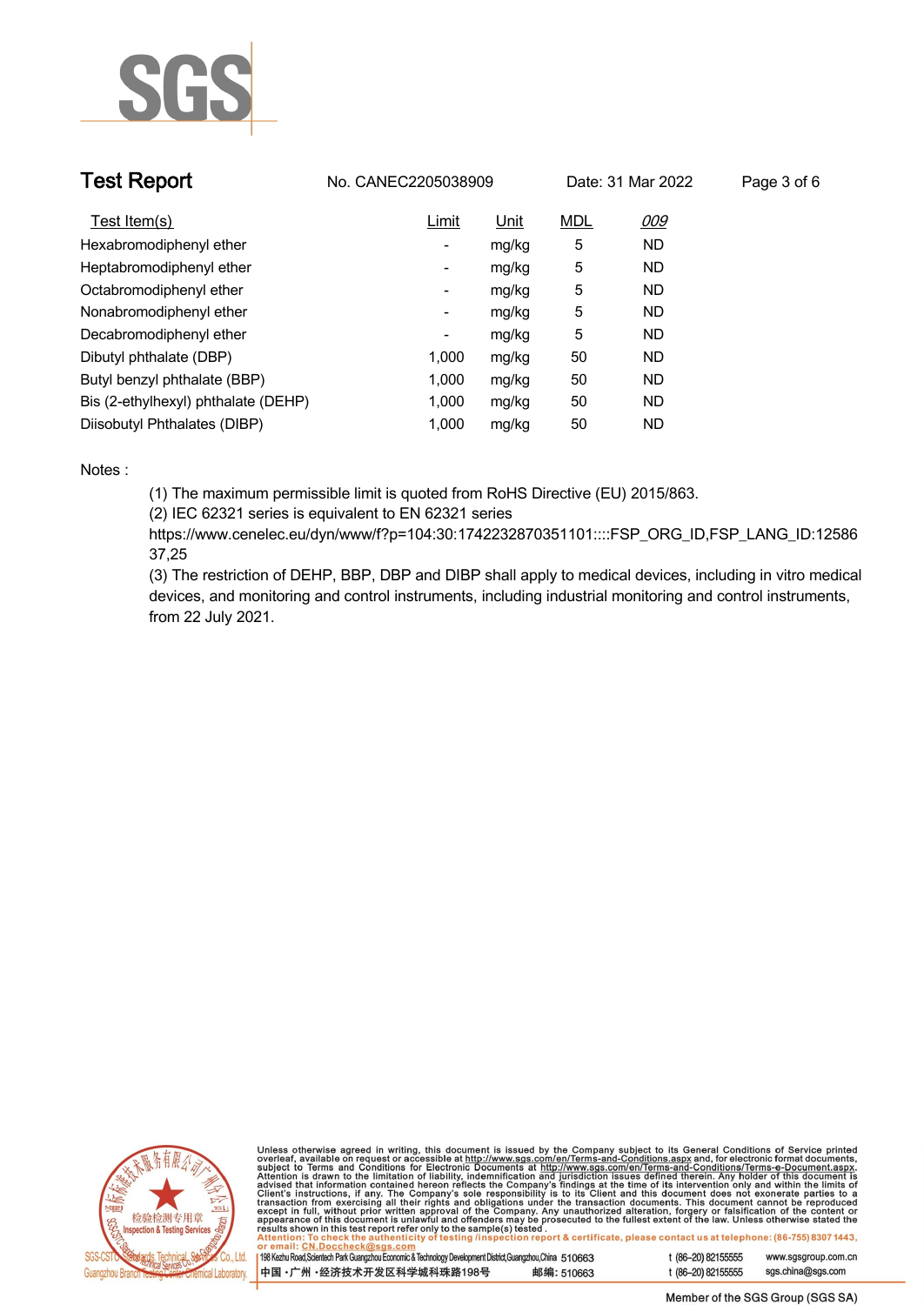# Test Report

No. CANEC2205038909 Date: 31 Mar 2022

| Test Item(s) | Limit | Unit | MDL | 009 |
|---|---|---|---|---|
| Hexabromodiphenyl ether | - | mg/kg | 5 | ND |
| Heptabromodiphenyl ether | - | mg/kg | 5 | ND |
| Octabromodiphenyl ether | - | mg/kg | 5 | ND |
| Nonabromodiphenyl ether | - | mg/kg | 5 | ND |
| Decabromodiphenyl ether | - | mg/kg | 5 | ND |
| Dibutyl phthalate (DBP) | 1,000 | mg/kg | 50 | ND |
| Butyl benzyl phthalate (BBP) | 1,000 | mg/kg | 50 | ND |
| Bis (2-ethylhexyl) phthalate (DEHP) | 1,000 | mg/kg | 50 | ND |
| Diisobutyl Phthalates (DIBP) | 1,000 | mg/kg | 50 | ND |

Notes :

(1) The maximum permissible limit is quoted from RoHS Directive (EU) 2015/863.

(2) IEC 62321 series is equivalent to EN 62321 series https://www.cenelec.eu/dyn/www/f?p=104:30:1742232870351101::::FSP_ORG_ID,FSP_LANG_ID:1258637,25

(3) The restriction of DEHP, BBP, DBP and DIBP shall apply to medical devices, including in vitro medical devices, and monitoring and control instruments, including industrial monitoring and control instruments, from 22 July 2021.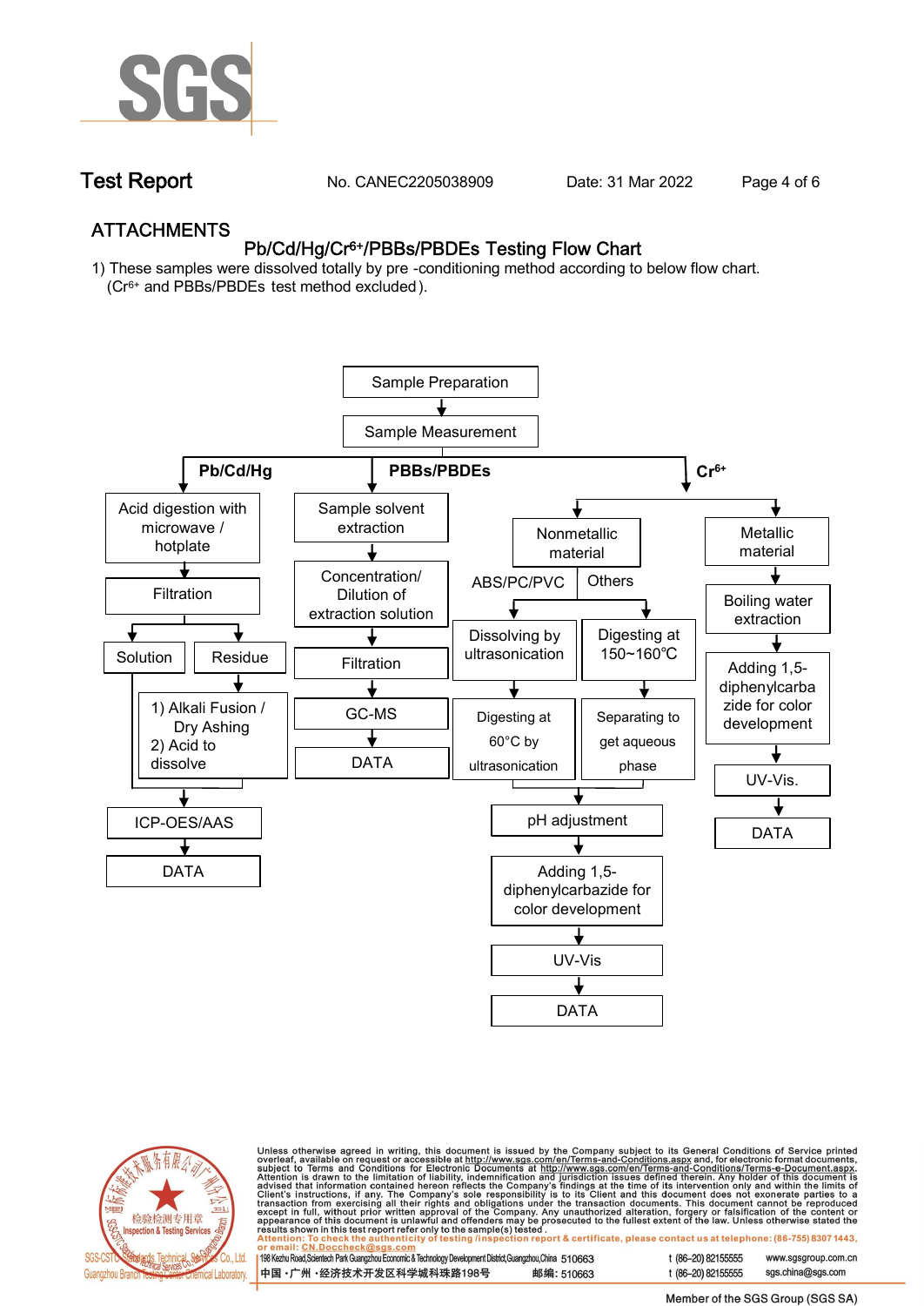## ATTACHMENTS

### Pb/Cd/Hg/$Cr^{6+}$/PBBs/PBDEs Testing Flow Chart

1) These samples were dissolved totally by pre -conditioning method according to below flow chart. ($Cr^{6+}$ and PBBs/PBDEs test method excluded).

Sample Preparation → Sample Measurement

**Pb/Cd/Hg**

- Acid digestion with microwave / hotplate → Filtration → Solution / Residue
  - Residue → 1) Alkali Fusion / Dry Ashing 2) Acid to dissolve
  - Solution + dissolved residue → ICP-OES/AAS → DATA

**PBBs/PBDEs**

- Sample solvent extraction → Concentration/ Dilution of extraction solution → Filtration → GC-MS → DATA

**$Cr^{6+}$**

- Nonmetallic material
  - ABS/PC/PVC → Dissolving by ultrasonication → Digesting at 60°C by ultrasonication
  - Others → Digesting at 150~160℃ → Separating to get aqueous phase
  - → pH adjustment → Adding 1,5-diphenylcarbazide for color development → UV-Vis → DATA
- Metallic material → Boiling water extraction → Adding 1,5-diphenylcarbazide for color development → UV-Vis. → DATA

Unless otherwise agreed in writing, this document is issued by the Company subject to its General Conditions of Service printed overleaf, available on request or accessible at http://www.sgs.com/en/Terms-and-Conditions.aspx and, for electronic format documents, subject to Terms and Conditions for Electronic Documents at http://www.sgs.com/en/Terms-and-Conditions/Terms-e-Document.aspx. Attention is drawn to the limitation of liability, indemnification and jurisdiction issues defined therein. Any holder of this document is advised that information contained hereon reflects the Company's findings at the time of its intervention only and within the limits of Client's instructions, if any. The Company's sole responsibility is to its Client and this document does not exonerate parties to a transaction from exercising all their rights and obligations under the transaction documents. This document cannot be reproduced except in full, without prior written approval of the Company. Any unauthorized alteration, forgery or falsification of the content or appearance of this document is unlawful and offenders may be prosecuted to the fullest extent of the law. Unless otherwise stated the results shown in this test report refer only to the sample(s) tested.

Attention: To check the authenticity of testing /inspection report & certificate, please contact us at telephone: (86-755) 8307 1443, or email: CN.Doccheck@sgs.com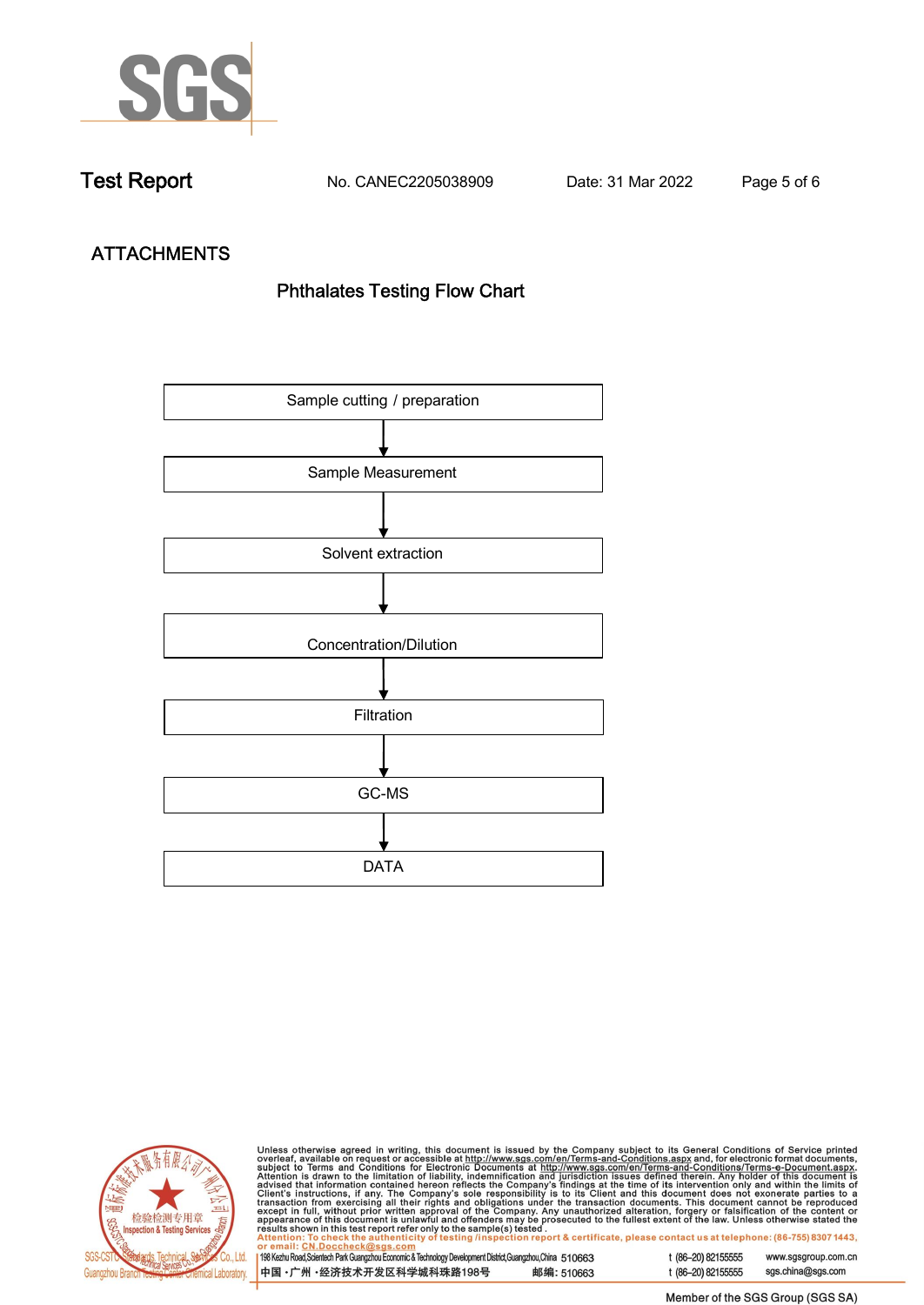## ATTACHMENTS

### Phthalates Testing Flow Chart

Sample cutting / preparation

↓

Sample Measurement

↓

Solvent extraction

↓

Concentration/Dilution

↓

Filtration

↓

GC-MS

↓

DATA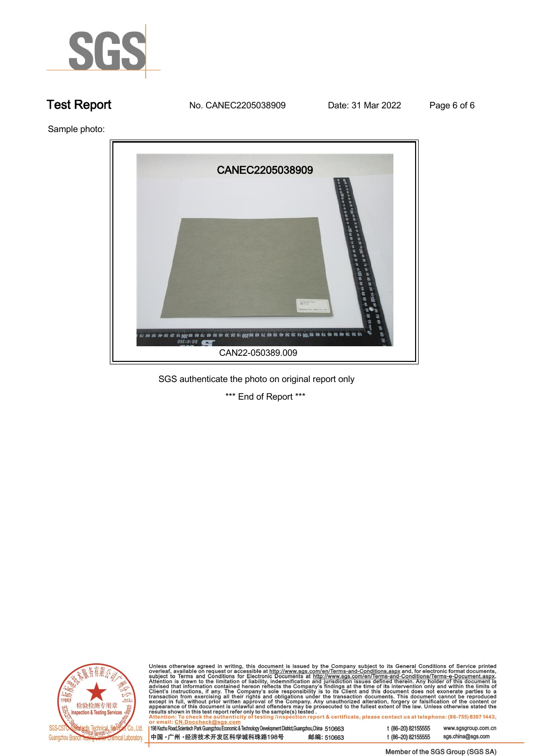Sample photo:

CANEC2205038909

CAN22-050389.009

SGS authenticate the photo on original report only

*** End of Report ***

Unless otherwise agreed in writing, this document is issued by the Company subject to its General Conditions of Service printed overleaf, available on request or accessible at http://www.sgs.com/en/Terms-and-Conditions.aspx and, for electronic format documents, subject to Terms and Conditions for Electronic Documents at http://www.sgs.com/en/Terms-and-Conditions/Terms-e-Document.aspx. Attention is drawn to the limitation of liability, indemnification and jurisdiction issues defined therein. Any holder of this document is advised that information contained hereon reflects the Company's findings at the time of its intervention only and within the limits of Client's instructions, if any. The Company's sole responsibility is to its Client and this document does not exonerate parties to a transaction from exercising all their rights and obligations under the transaction documents. This document cannot be reproduced except in full, without prior written approval of the Company. Any unauthorized alteration, forgery or falsification of the content or appearance of this document is unlawful and offenders may be prosecuted to the fullest extent of the law. Unless otherwise stated the results shown in this test report refer only to the sample(s) tested.

Attention: To check the authenticity of testing /inspection report & certificate, please contact us at telephone: (86-755) 8307 1443, or email: CN.Doccheck@sgs.com

198 Kezhu Road,Scientech Park Guangzhou Economic & Technology Development District,Guangzhou,China 510663 t (86-20) 82155555 www.sgsgroup.com.cn

中国 ·广州 ·经济技术开发区科学城科珠路198号 邮编: 510663 t (86-20) 82155555 sgs.china@sgs.com

Member of the SGS Group (SGS SA)